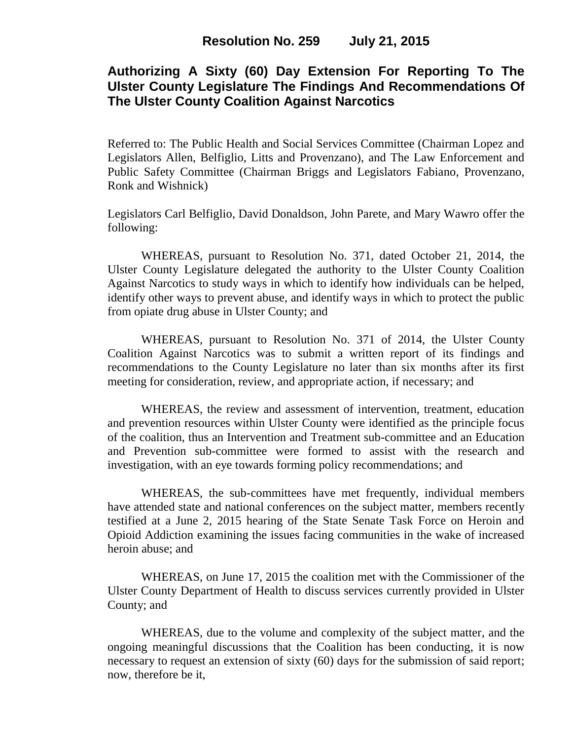**Resolution No. 259 July 21, 2015**

# Authorizing A Sixty (60) Day Extension For Reporting To The Ulster County Legislature The Findings And Recommendations Of The Ulster County Coalition Against Narcotics

Referred to: The Public Health and Social Services Committee (Chairman Lopez and Legislators Allen, Belfiglio, Litts and Provenzano), and The Law Enforcement and Public Safety Committee (Chairman Briggs and Legislators Fabiano, Provenzano, Ronk and Wishnick)

Legislators Carl Belfiglio, David Donaldson, John Parete, and Mary Wawro offer the following:

WHEREAS, pursuant to Resolution No. 371, dated October 21, 2014, the Ulster County Legislature delegated the authority to the Ulster County Coalition Against Narcotics to study ways in which to identify how individuals can be helped, identify other ways to prevent abuse, and identify ways in which to protect the public from opiate drug abuse in Ulster County; and

WHEREAS, pursuant to Resolution No. 371 of 2014, the Ulster County Coalition Against Narcotics was to submit a written report of its findings and recommendations to the County Legislature no later than six months after its first meeting for consideration, review, and appropriate action, if necessary; and

WHEREAS, the review and assessment of intervention, treatment, education and prevention resources within Ulster County were identified as the principle focus of the coalition, thus an Intervention and Treatment sub-committee and an Education and Prevention sub-committee were formed to assist with the research and investigation, with an eye towards forming policy recommendations; and

WHEREAS, the sub-committees have met frequently, individual members have attended state and national conferences on the subject matter, members recently testified at a June 2, 2015 hearing of the State Senate Task Force on Heroin and Opioid Addiction examining the issues facing communities in the wake of increased heroin abuse; and

WHEREAS, on June 17, 2015 the coalition met with the Commissioner of the Ulster County Department of Health to discuss services currently provided in Ulster County; and

WHEREAS, due to the volume and complexity of the subject matter, and the ongoing meaningful discussions that the Coalition has been conducting, it is now necessary to request an extension of sixty (60) days for the submission of said report; now, therefore be it,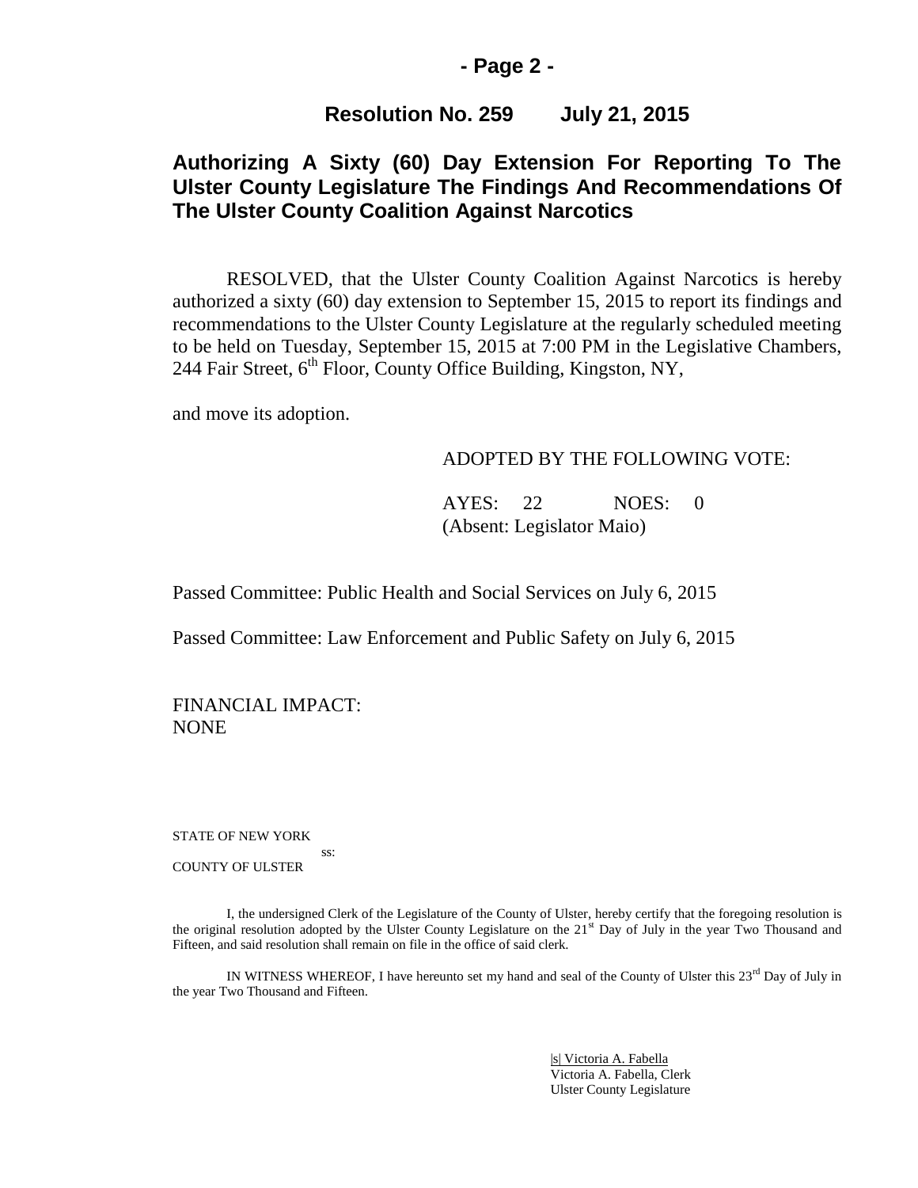**Resolution No. 259 July 21, 2015**

## Authorizing A Sixty (60) Day Extension For Reporting To The Ulster County Legislature The Findings And Recommendations Of The Ulster County Coalition Against Narcotics

RESOLVED, that the Ulster County Coalition Against Narcotics is hereby authorized a sixty (60) day extension to September 15, 2015 to report its findings and recommendations to the Ulster County Legislature at the regularly scheduled meeting to be held on Tuesday, September 15, 2015 at 7:00 PM in the Legislative Chambers, 244 Fair Street, 6th Floor, County Office Building, Kingston, NY,

and move its adoption.

ADOPTED BY THE FOLLOWING VOTE:

AYES: 22 NOES: 0
(Absent: Legislator Maio)

Passed Committee: Public Health and Social Services on July 6, 2015

Passed Committee: Law Enforcement and Public Safety on July 6, 2015

FINANCIAL IMPACT:
NONE

STATE OF NEW YORK
ss:
COUNTY OF ULSTER

I, the undersigned Clerk of the Legislature of the County of Ulster, hereby certify that the foregoing resolution is the original resolution adopted by the Ulster County Legislature on the 21st Day of July in the year Two Thousand and Fifteen, and said resolution shall remain on file in the office of said clerk.

IN WITNESS WHEREOF, I have hereunto set my hand and seal of the County of Ulster this 23rd Day of July in the year Two Thousand and Fifteen.

|s| Victoria A. Fabella
Victoria A. Fabella, Clerk
Ulster County Legislature